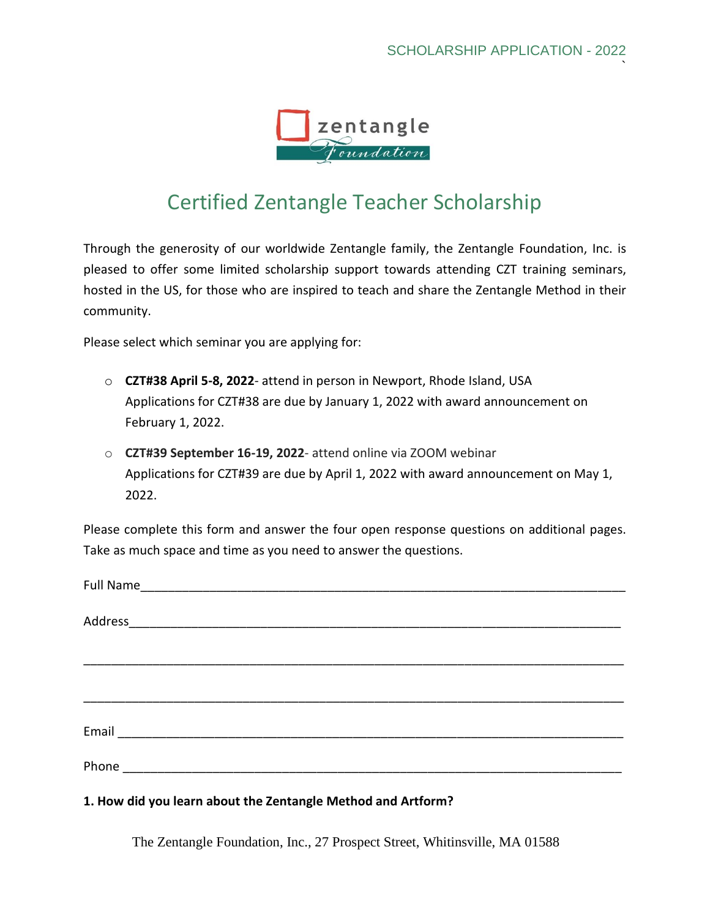# Certified Zentangle Teacher Scholarship

Through the generosity of our worldwide Zentangle family, the Zentangle Foundation, Inc. is pleased to offer some limited scholarship support towards attending CZT training seminars, hosted in the US, for those who are inspired to teach and share the Zentangle Method in their community.

Please select which seminar you are applying for:

- **CZT#38 April 5-8, 2022**- attend in person in Newport, Rhode Island, USA
  Applications for CZT#38 are due by January 1, 2022 with award announcement on February 1, 2022.
- **CZT#39 September 16-19, 2022**- attend online via ZOOM webinar
  Applications for CZT#39 are due by April 1, 2022 with award announcement on May 1, 2022.

Please complete this form and answer the four open response questions on additional pages. Take as much space and time as you need to answer the questions.

Full Name_______________________________________________________________________

Address_________________________________________________________________________

________________________________________________________________________________

________________________________________________________________________________

Email ___________________________________________________________________________

Phone __________________________________________________________________________

**1. How did you learn about the Zentangle Method and Artform?**

The Zentangle Foundation, Inc., 27 Prospect Street, Whitinsville, MA 01588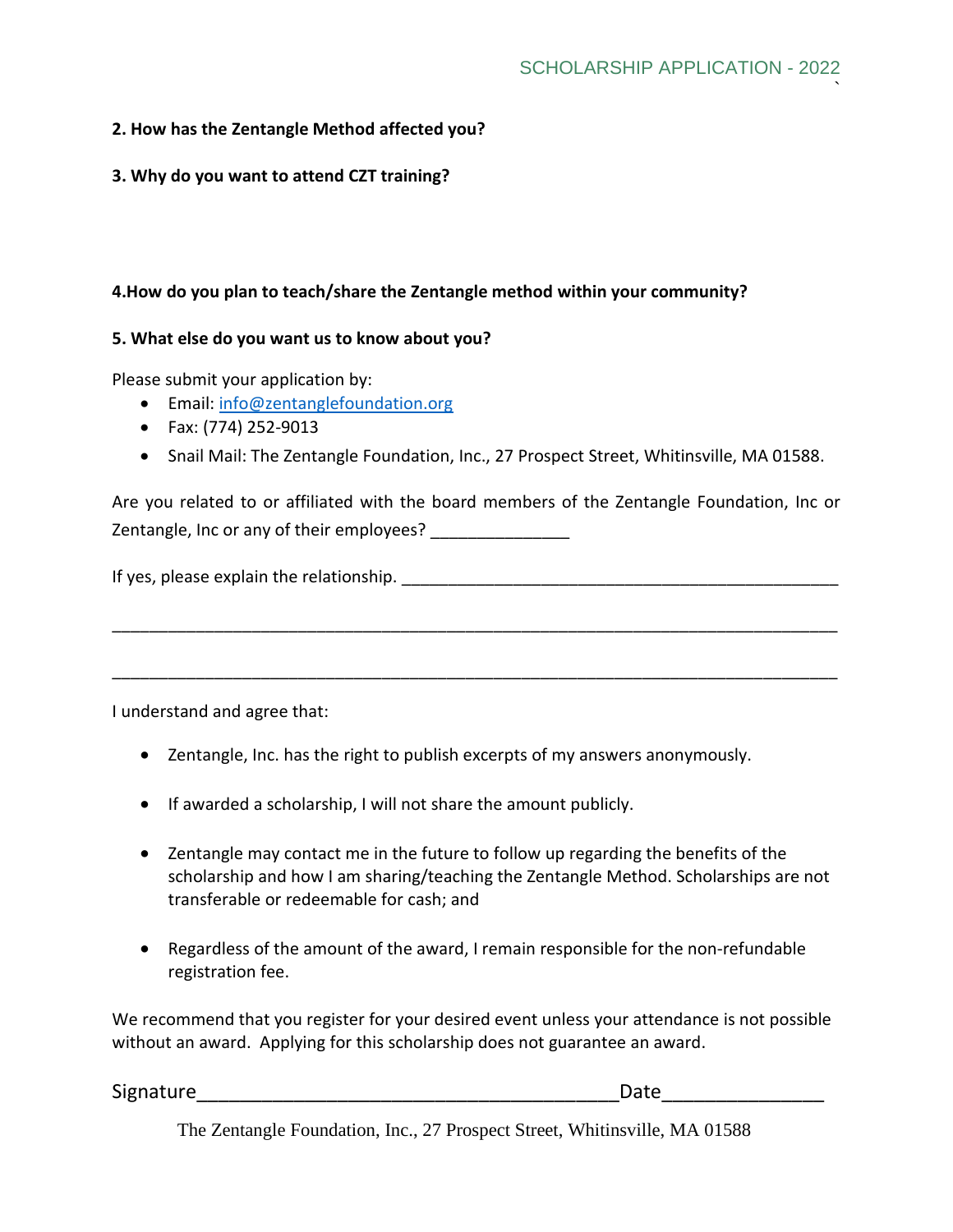**2. How has the Zentangle Method affected you?**

**3. Why do you want to attend CZT training?**

**4.How do you plan to teach/share the Zentangle method within your community?**

**5. What else do you want us to know about you?**

Please submit your application by:

- Email: info@zentanglefoundation.org
- Fax: (774) 252-9013
- Snail Mail: The Zentangle Foundation, Inc., 27 Prospect Street, Whitinsville, MA 01588.

Are you related to or affiliated with the board members of the Zentangle Foundation, Inc or Zentangle, Inc or any of their employees? _______________

If yes, please explain the relationship. _________________________________________________

_______________________________________________________________________________

_______________________________________________________________________________

I understand and agree that:

- Zentangle, Inc. has the right to publish excerpts of my answers anonymously.
- If awarded a scholarship, I will not share the amount publicly.
- Zentangle may contact me in the future to follow up regarding the benefits of the scholarship and how I am sharing/teaching the Zentangle Method. Scholarships are not transferable or redeemable for cash; and
- Regardless of the amount of the award, I remain responsible for the non-refundable registration fee.

We recommend that you register for your desired event unless your attendance is not possible without an award. Applying for this scholarship does not guarantee an award.

Signature_________________________________________Date_______________

The Zentangle Foundation, Inc., 27 Prospect Street, Whitinsville, MA 01588